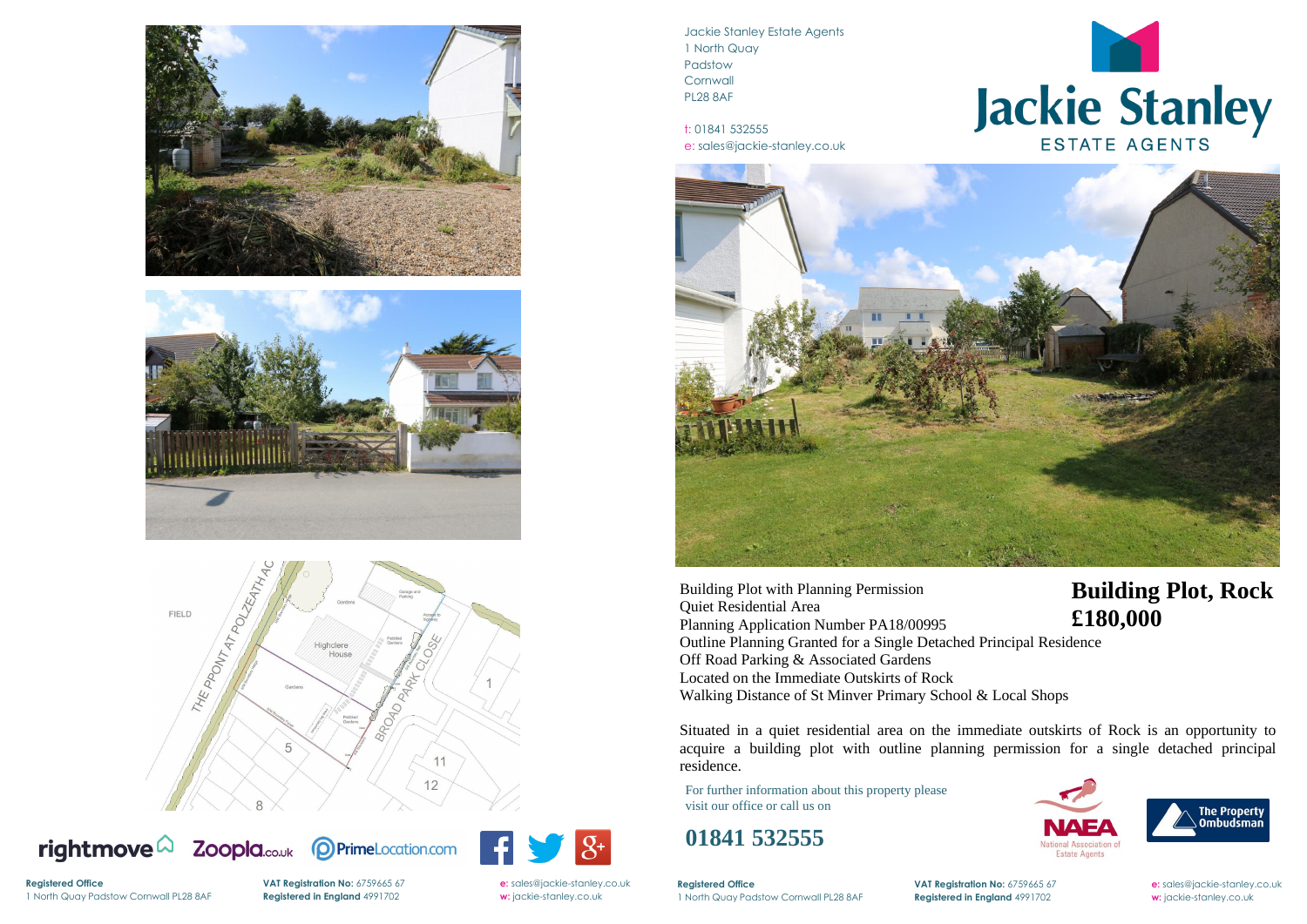Jackie Stanley Estate Agents
1 North Quay
Padstow
Cornwall
PL28 8AF

t: 01841 532555
e: sales@jackie-stanley.co.uk

# Building Plot, Rock

## £180,000

Building Plot with Planning Permission
Quiet Residential Area
Planning Application Number PA18/00995
Outline Planning Granted for a Single Detached Principal Residence
Off Road Parking & Associated Gardens
Located on the Immediate Outskirts of Rock
Walking Distance of St Minver Primary School & Local Shops

Situated in a quiet residential area on the immediate outskirts of Rock is an opportunity to acquire a building plot with outline planning permission for a single detached principal residence.

For further information about this property please visit our office or call us on

**01841 532555**

**Registered Office**
1 North Quay Padstow Cornwall PL28 8AF

**VAT Registration No:** 6759665 67
**Registered in England** 4991702

**e:** sales@jackie-stanley.co.uk
**w:** jackie-stanley.co.uk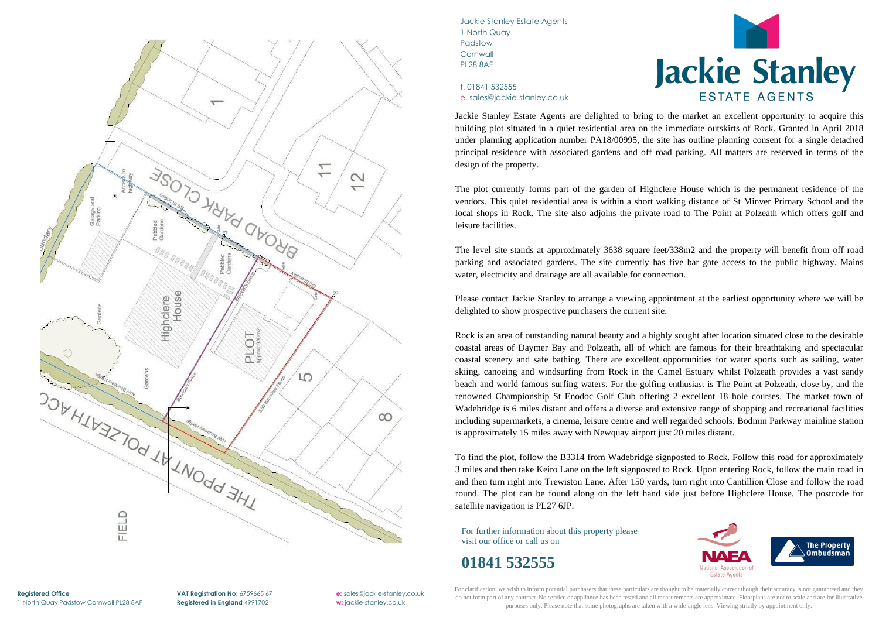Jackie Stanley Estate Agents
1 North Quay
Padstow
Cornwall
PL28 8AF

t. 01841 532555
e. sales@jackie-stanley.co.uk

Jackie Stanley Estate Agents are delighted to bring to the market an excellent opportunity to acquire this building plot situated in a quiet residential area on the immediate outskirts of Rock. Granted in April 2018 under planning application number PA18/00995, the site has outline planning consent for a single detached principal residence with associated gardens and off road parking. All matters are reserved in terms of the design of the property.

The plot currently forms part of the garden of Highclere House which is the permanent residence of the vendors. This quiet residential area is within a short walking distance of St Minver Primary School and the local shops in Rock. The site also adjoins the private road to The Point at Polzeath which offers golf and leisure facilities.

The level site stands at approximately 3638 square feet/338m2 and the property will benefit from off road parking and associated gardens. The site currently has five bar gate access to the public highway. Mains water, electricity and drainage are all available for connection.

Please contact Jackie Stanley to arrange a viewing appointment at the earliest opportunity where we will be delighted to show prospective purchasers the current site.

Rock is an area of outstanding natural beauty and a highly sought after location situated close to the desirable coastal areas of Daymer Bay and Polzeath, all of which are famous for their breathtaking and spectacular coastal scenery and safe bathing. There are excellent opportunities for water sports such as sailing, water skiing, canoeing and windsurfing from Rock in the Camel Estuary whilst Polzeath provides a vast sandy beach and world famous surfing waters. For the golfing enthusiast is The Point at Polzeath, close by, and the renowned Championship St Enodoc Golf Club offering 2 excellent 18 hole courses. The market town of Wadebridge is 6 miles distant and offers a diverse and extensive range of shopping and recreational facilities including supermarkets, a cinema, leisure centre and well regarded schools. Bodmin Parkway mainline station is approximately 15 miles away with Newquay airport just 20 miles distant.

To find the plot, follow the B3314 from Wadebridge signposted to Rock. Follow this road for approximately 3 miles and then take Keiro Lane on the left signposted to Rock. Upon entering Rock, follow the main road in and then turn right into Trewiston Lane. After 150 yards, turn right into Cantillion Close and follow the road round. The plot can be found along on the left hand side just before Highclere House. The postcode for satellite navigation is PL27 6JP.

For further information about this property please visit our office or call us on

## 01841 532555

BROAD PARK CLOSE

THE POINT AT POLZEATH ACC

FIELD

1

11

12

5

8

Highclere House

PLOT
Approx 338m2

Garage and Parking

Access to highway

Pebbled Gardens

Gardens

**Registered Office**
1 North Quay Padstow Cornwall PL28 8AF

**VAT Registration No:** 6759665 67
**Registered in England** 4991702

**e:** sales@jackie-stanley.co.uk
**w:** jackie-stanley.co.uk

For clarification, we wish to inform potential purchasers that these particulars are thought to be materially correct though their accuracy is not guaranteed and they do not form part of any contract. No service or appliance has been tested and all measurements are approximate. Floorplans are not to scale and are for illustrative purposes only. Please note that some photographs are taken with a wide-angle lens. Viewing strictly by appointment only.